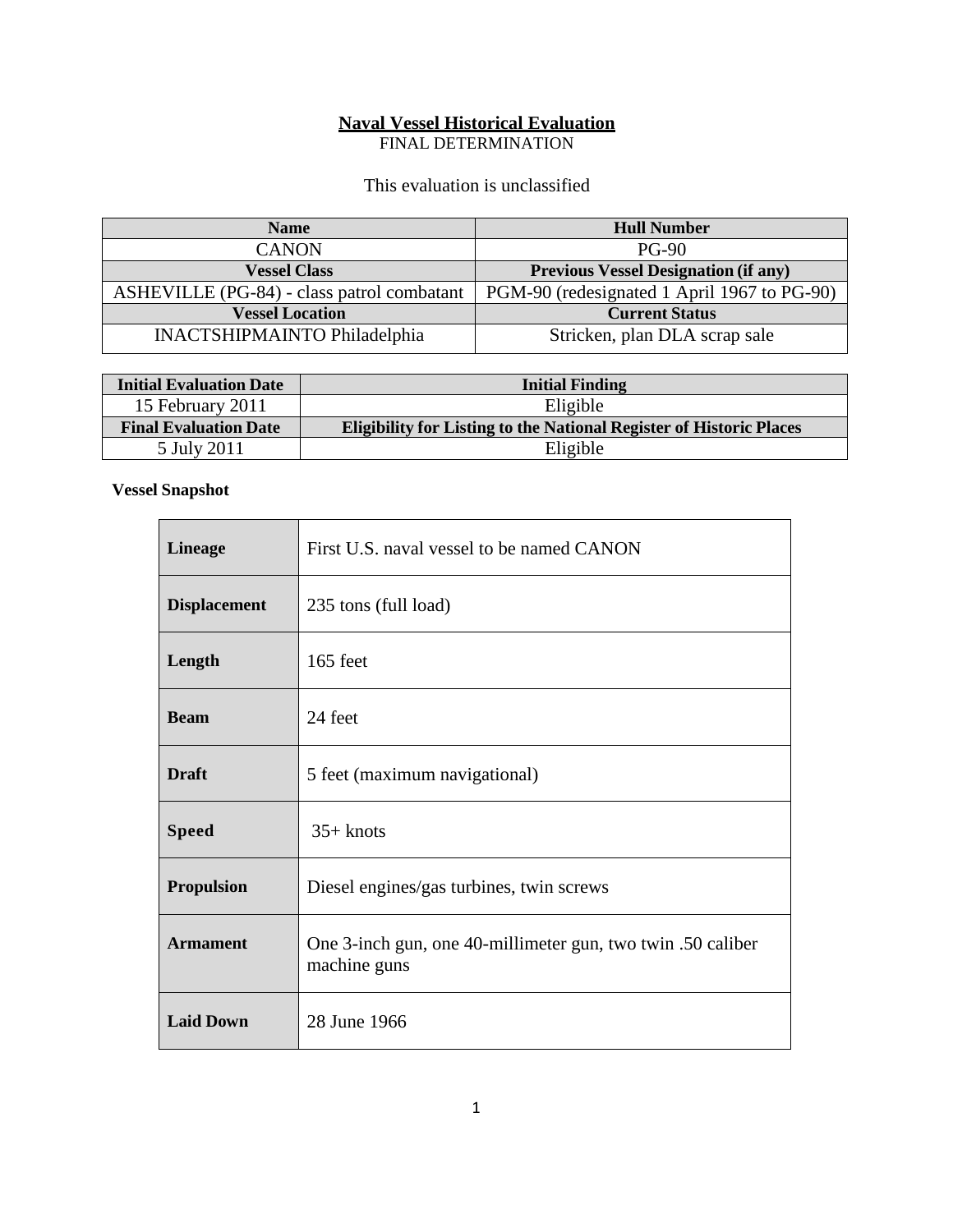# Naval Vessel Historical Evaluation

FINAL DETERMINATION

This evaluation is unclassified

| Name | Hull Number |
| --- | --- |
| CANON | PG-90 |
| **Vessel Class** | **Previous Vessel Designation (if any)** |
| ASHEVILLE (PG-84) - class patrol combatant | PGM-90 (redesignated 1 April 1967 to PG-90) |
| **Vessel Location** | **Current Status** |
| INACTSHIPMAINTO Philadelphia | Stricken, plan DLA scrap sale |

| Initial Evaluation Date | Initial Finding |
| --- | --- |
| 15 February 2011 | Eligible |
| **Final Evaluation Date** | **Eligibility for Listing to the National Register of Historic Places** |
| 5 July 2011 | Eligible |

**Vessel Snapshot**

| | |
| --- | --- |
| **Lineage** | First U.S. naval vessel to be named CANON |
| **Displacement** | 235 tons (full load) |
| **Length** | 165 feet |
| **Beam** | 24 feet |
| **Draft** | 5 feet (maximum navigational) |
| **Speed** | 35+ knots |
| **Propulsion** | Diesel engines/gas turbines, twin screws |
| **Armament** | One 3-inch gun, one 40-millimeter gun, two twin .50 caliber machine guns |
| **Laid Down** | 28 June 1966 |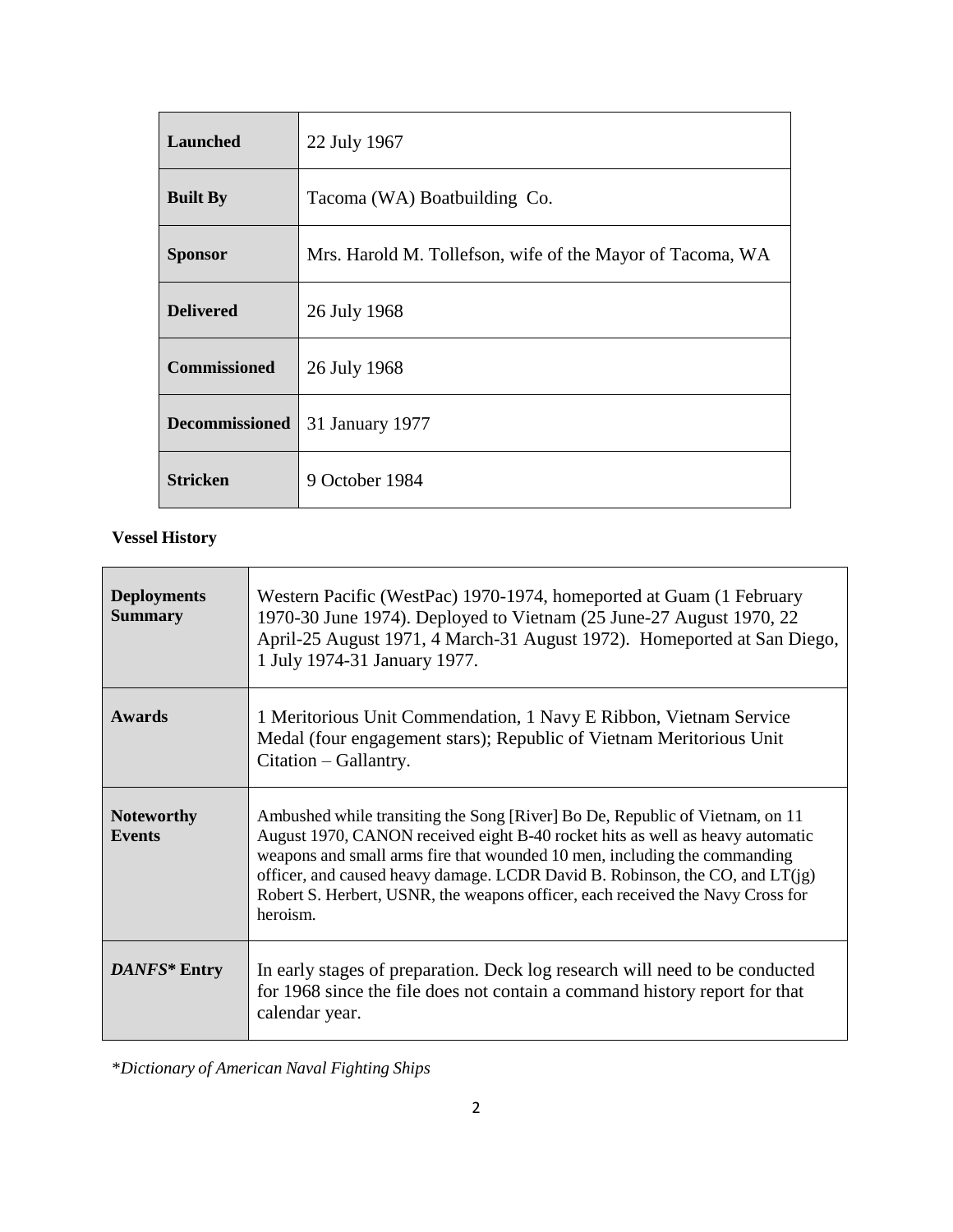| | |
|---|---|
| **Launched** | 22 July 1967 |
| **Built By** | Tacoma (WA) Boatbuilding Co. |
| **Sponsor** | Mrs. Harold M. Tollefson, wife of the Mayor of Tacoma, WA |
| **Delivered** | 26 July 1968 |
| **Commissioned** | 26 July 1968 |
| **Decommissioned** | 31 January 1977 |
| **Stricken** | 9 October 1984 |

**Vessel History**

| | |
|---|---|
| **Deployments Summary** | Western Pacific (WestPac) 1970-1974, homeported at Guam (1 February 1970-30 June 1974). Deployed to Vietnam (25 June-27 August 1970, 22 April-25 August 1971, 4 March-31 August 1972). Homeported at San Diego, 1 July 1974-31 January 1977. |
| **Awards** | 1 Meritorious Unit Commendation, 1 Navy E Ribbon, Vietnam Service Medal (four engagement stars); Republic of Vietnam Meritorious Unit Citation – Gallantry. |
| **Noteworthy Events** | Ambushed while transiting the Song [River] Bo De, Republic of Vietnam, on 11 August 1970, CANON received eight B-40 rocket hits as well as heavy automatic weapons and small arms fire that wounded 10 men, including the commanding officer, and caused heavy damage. LCDR David B. Robinson, the CO, and LT(jg) Robert S. Herbert, USNR, the weapons officer, each received the Navy Cross for heroism. |
| ***DANFS*** **Entry** | In early stages of preparation. Deck log research will need to be conducted for 1968 since the file does not contain a command history report for that calendar year. |

*\*Dictionary of American Naval Fighting Ships*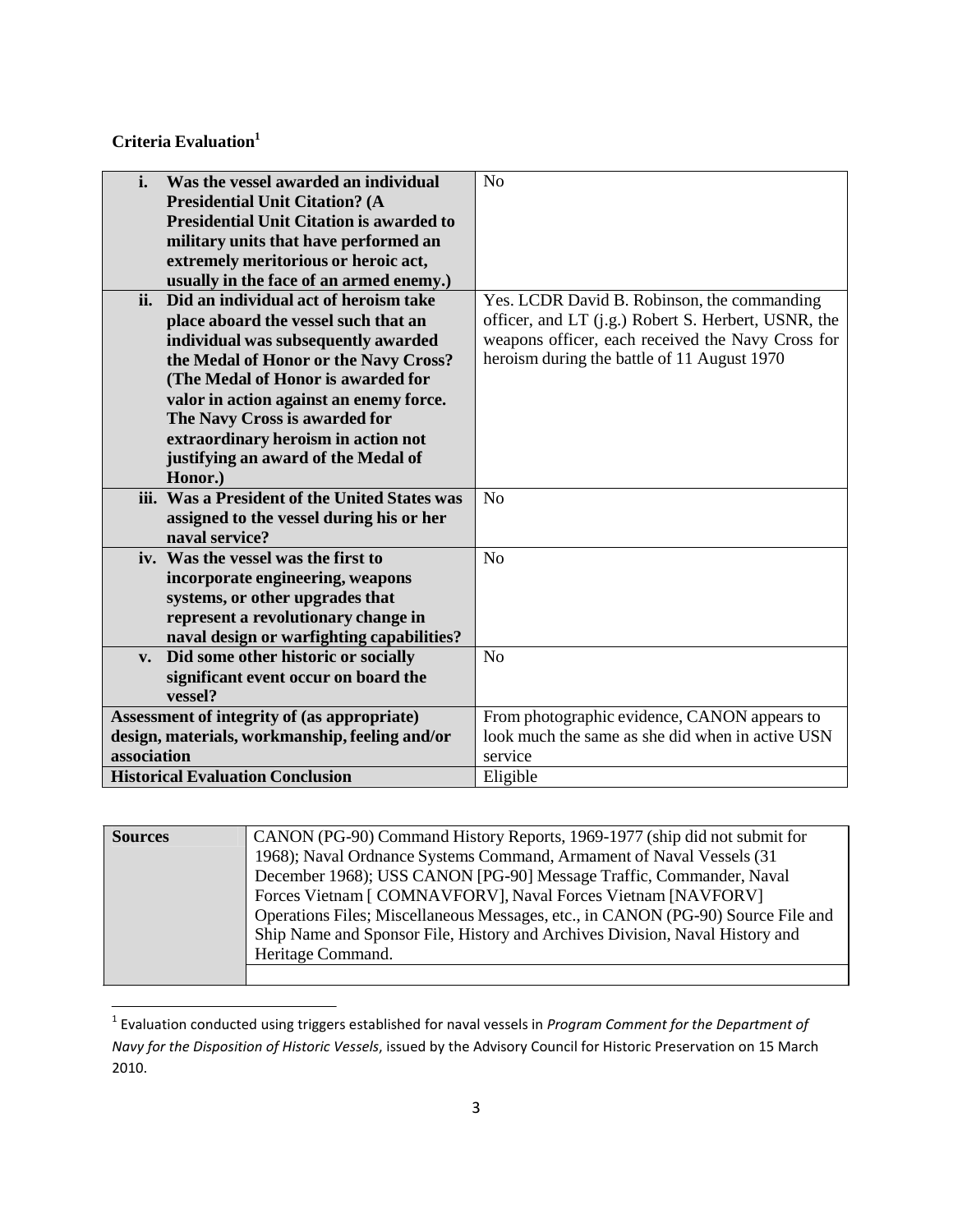**Criteria Evaluation[1]**

| | |
|---|---|
| **i. Was the vessel awarded an individual Presidential Unit Citation? (A Presidential Unit Citation is awarded to military units that have performed an extremely meritorious or heroic act, usually in the face of an armed enemy.)** | No |
| **ii. Did an individual act of heroism take place aboard the vessel such that an individual was subsequently awarded the Medal of Honor or the Navy Cross? (The Medal of Honor is awarded for valor in action against an enemy force. The Navy Cross is awarded for extraordinary heroism in action not justifying an award of the Medal of Honor.)** | Yes. LCDR David B. Robinson, the commanding officer, and LT (j.g.) Robert S. Herbert, USNR, the weapons officer, each received the Navy Cross for heroism during the battle of 11 August 1970 |
| **iii. Was a President of the United States was assigned to the vessel during his or her naval service?** | No |
| **iv. Was the vessel was the first to incorporate engineering, weapons systems, or other upgrades that represent a revolutionary change in naval design or warfighting capabilities?** | No |
| **v. Did some other historic or socially significant event occur on board the vessel?** | No |
| **Assessment of integrity of (as appropriate) design, materials, workmanship, feeling and/or association** | From photographic evidence, CANON appears to look much the same as she did when in active USN service |
| **Historical Evaluation Conclusion** | Eligible |

| | |
|---|---|
| **Sources** | CANON (PG-90) Command History Reports, 1969-1977 (ship did not submit for 1968); Naval Ordnance Systems Command, Armament of Naval Vessels (31 December 1968); USS CANON [PG-90] Message Traffic, Commander, Naval Forces Vietnam [ COMNAVFORV], Naval Forces Vietnam [NAVFORV] Operations Files; Miscellaneous Messages, etc., in CANON (PG-90) Source File and Ship Name and Sponsor File, History and Archives Division, Naval History and Heritage Command. |
| | |

[1] Evaluation conducted using triggers established for naval vessels in *Program Comment for the Department of Navy for the Disposition of Historic Vessels*, issued by the Advisory Council for Historic Preservation on 15 March 2010.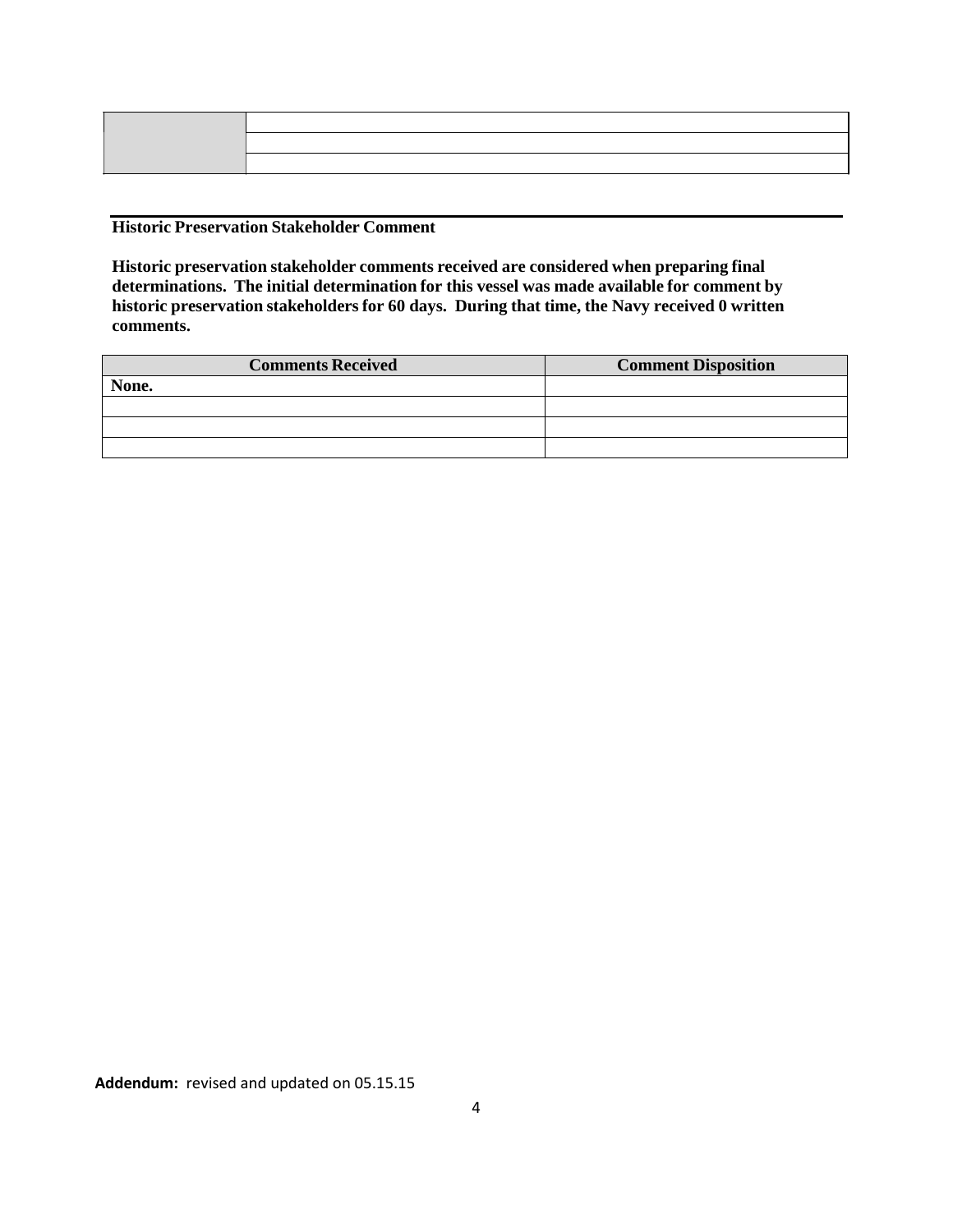| | |
|---|---|
| | |
| | |
| | |

**Historic Preservation Stakeholder Comment**

**Historic preservation stakeholder comments received are considered when preparing final determinations. The initial determination for this vessel was made available for comment by historic preservation stakeholders for 60 days. During that time, the Navy received 0 written comments.**

| Comments Received | Comment Disposition |
|---|---|
| **None.** | |
| | |
| | |
| | |

**Addendum:** revised and updated on 05.15.15